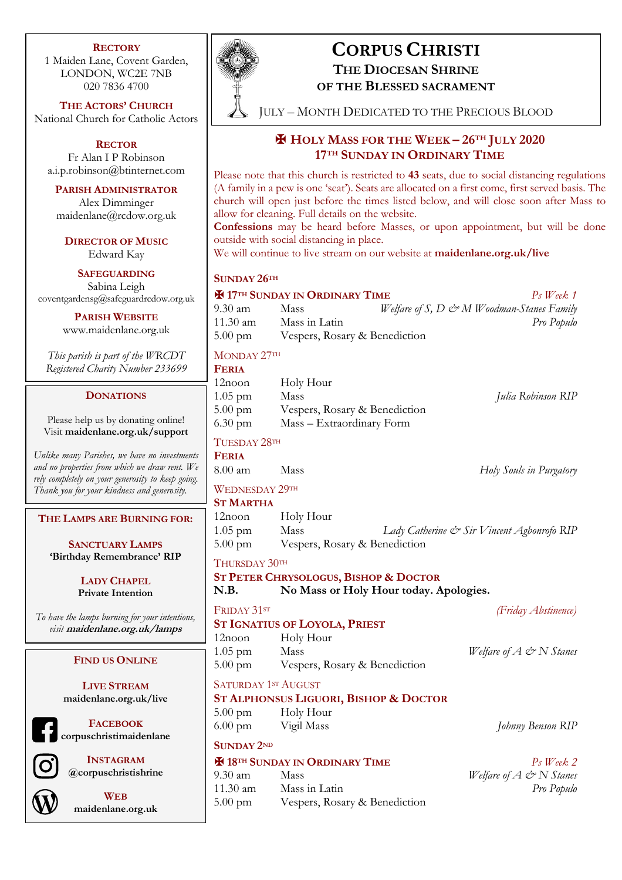# CORPUS CHRISTI

## THE DIOCESAN SHRINE OF THE BLESSED SACRAMENT

JULY – MONTH DEDICATED TO THE PRECIOUS BLOOD

## ✠ HOLY MASS FOR THE WEEK – 26TH JULY 2020
## 17TH SUNDAY IN ORDINARY TIME

Please note that this church is restricted to **43** seats, due to social distancing regulations (A family in a pew is one 'seat'). Seats are allocated on a first come, first served basis. The church will open just before the times listed below, and will close soon after Mass to allow for cleaning. Full details on the website.

**Confessions** may be heard before Masses, or upon appointment, but will be done outside with social distancing in place.

We will continue to live stream on our website at **maidenlane.org.uk/live**

### SUNDAY 26TH

**✠ 17TH SUNDAY IN ORDINARY TIME** — *Ps Week 1*

| | | |
|---|---|---|
| 9.30 am | Mass | *Welfare of S, D & M Woodman-Stanes Family* |
| 11.30 am | Mass in Latin | *Pro Populo* |
| 5.00 pm | Vespers, Rosary & Benediction | |

### MONDAY 27TH

**FERIA**

| | | |
|---|---|---|
| 12noon | Holy Hour | |
| 1.05 pm | Mass | *Julia Robinson RIP* |
| 5.00 pm | Vespers, Rosary & Benediction | |
| 6.30 pm | Mass – Extraordinary Form | |

### TUESDAY 28TH

**FERIA**

| | | |
|---|---|---|
| 8.00 am | Mass | *Holy Souls in Purgatory* |

### WEDNESDAY 29TH

**ST MARTHA**

| | | |
|---|---|---|
| 12noon | Holy Hour | |
| 1.05 pm | Mass | *Lady Catherine & Sir Vincent Agbonrofo RIP* |
| 5.00 pm | Vespers, Rosary & Benediction | |

### THURSDAY 30TH

**ST PETER CHRYSOLOGUS, BISHOP & DOCTOR**

**N.B.** **No Mass or Holy Hour today. Apologies.**

### FRIDAY 31ST

*(Friday Abstinence)*

**ST IGNATIUS OF LOYOLA, PRIEST**

| | | |
|---|---|---|
| 12noon | Holy Hour | |
| 1.05 pm | Mass | *Welfare of A & N Stanes* |
| 5.00 pm | Vespers, Rosary & Benediction | |

### SATURDAY 1ST AUGUST

**ST ALPHONSUS LIGUORI, BISHOP & DOCTOR**

| | | |
|---|---|---|
| 5.00 pm | Holy Hour | |
| 6.00 pm | Vigil Mass | *Johnny Benson RIP* |

### SUNDAY 2ND

**✠ 18TH SUNDAY IN ORDINARY TIME** — *Ps Week 2*

| | | |
|---|---|---|
| 9.30 am | Mass | *Welfare of A & N Stanes* |
| 11.30 am | Mass in Latin | *Pro Populo* |
| 5.00 pm | Vespers, Rosary & Benediction | |

---

**RECTORY**
1 Maiden Lane, Covent Garden,
LONDON, WC2E 7NB
020 7836 4700

**THE ACTORS' CHURCH**
National Church for Catholic Actors

**RECTOR**
Fr Alan I P Robinson
a.i.p.robinson@btinternet.com

**PARISH ADMINISTRATOR**
Alex Dimminger
maidenlane@rcdow.org.uk

**DIRECTOR OF MUSIC**
Edward Kay

**SAFEGUARDING**
Sabina Leigh
coventgardensg@safeguardrcdow.org.uk

**PARISH WEBSITE**
www.maidenlane.org.uk

*This parish is part of the WRCDT Registered Charity Number 233699*

**DONATIONS**

Please help us by donating online!
Visit **maidenlane.org.uk/support**

*Unlike many Parishes, we have no investments and no properties from which we draw rent. We rely completely on your generosity to keep going. Thank you for your kindness and generosity.*

**THE LAMPS ARE BURNING FOR:**

**SANCTUARY LAMPS**
**'Birthday Remembrance' RIP**

**LADY CHAPEL**
**Private Intention**

*To have the lamps burning for your intentions, visit* ***maidenlane.org.uk/lamps***

**FIND US ONLINE**

**LIVE STREAM**
**maidenlane.org.uk/live**

**FACEBOOK**
**corpuschristimaidenlane**

**INSTAGRAM**
**@corpuschristishrine**

**WEB**
**maidenlane.org.uk**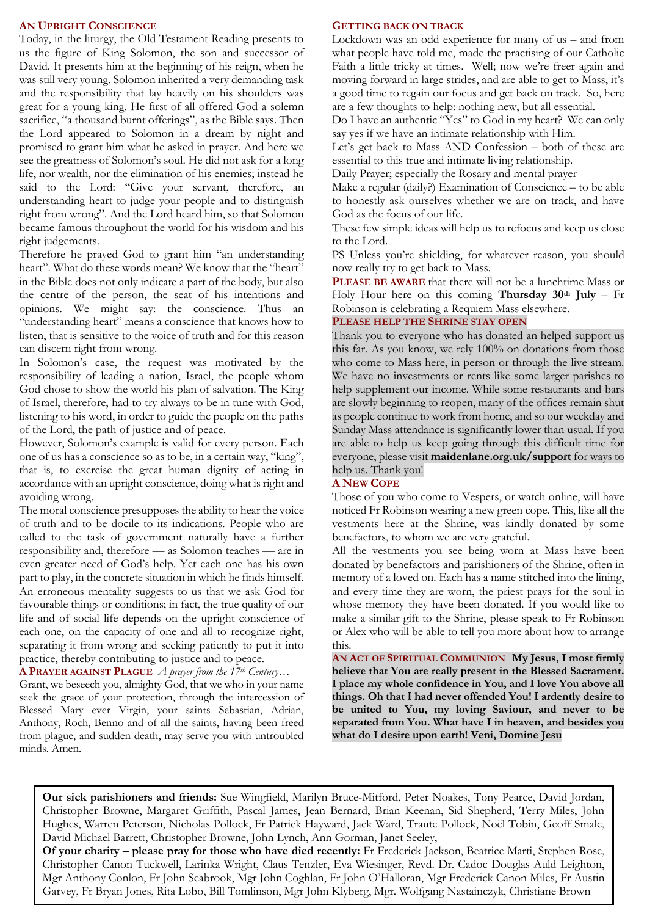## An Upright Conscience

Today, in the liturgy, the Old Testament Reading presents to us the figure of King Solomon, the son and successor of David. It presents him at the beginning of his reign, when he was still very young. Solomon inherited a very demanding task and the responsibility that lay heavily on his shoulders was great for a young king. He first of all offered God a solemn sacrifice, "a thousand burnt offerings", as the Bible says. Then the Lord appeared to Solomon in a dream by night and promised to grant him what he asked in prayer. And here we see the greatness of Solomon's soul. He did not ask for a long life, nor wealth, nor the elimination of his enemies; instead he said to the Lord: "Give your servant, therefore, an understanding heart to judge your people and to distinguish right from wrong". And the Lord heard him, so that Solomon became famous throughout the world for his wisdom and his right judgements.

Therefore he prayed God to grant him "an understanding heart". What do these words mean? We know that the "heart" in the Bible does not only indicate a part of the body, but also the centre of the person, the seat of his intentions and opinions. We might say: the conscience. Thus an "understanding heart" means a conscience that knows how to listen, that is sensitive to the voice of truth and for this reason can discern right from wrong.

In Solomon's case, the request was motivated by the responsibility of leading a nation, Israel, the people whom God chose to show the world his plan of salvation. The King of Israel, therefore, had to try always to be in tune with God, listening to his word, in order to guide the people on the paths of the Lord, the path of justice and of peace.

However, Solomon's example is valid for every person. Each one of us has a conscience so as to be, in a certain way, "king", that is, to exercise the great human dignity of acting in accordance with an upright conscience, doing what is right and avoiding wrong.

The moral conscience presupposes the ability to hear the voice of truth and to be docile to its indications. People who are called to the task of government naturally have a further responsibility and, therefore — as Solomon teaches — are in even greater need of God's help. Yet each one has his own part to play, in the concrete situation in which he finds himself. An erroneous mentality suggests to us that we ask God for favourable things or conditions; in fact, the true quality of our life and of social life depends on the upright conscience of each one, on the capacity of one and all to recognize right, separating it from wrong and seeking patiently to put it into practice, thereby contributing to justice and to peace.

**A Prayer against Plague** *A prayer from the 17th Century…*

Grant, we beseech you, almighty God, that we who in your name seek the grace of your protection, through the intercession of Blessed Mary ever Virgin, your saints Sebastian, Adrian, Anthony, Roch, Benno and of all the saints, having been freed from plague, and sudden death, may serve you with untroubled minds. Amen.

## Getting back on track

Lockdown was an odd experience for many of us – and from what people have told me, made the practising of our Catholic Faith a little tricky at times. Well; now we're freer again and moving forward in large strides, and are able to get to Mass, it's a good time to regain our focus and get back on track. So, here are a few thoughts to help: nothing new, but all essential.

Do I have an authentic "Yes" to God in my heart? We can only say yes if we have an intimate relationship with Him.

Let's get back to Mass AND Confession – both of these are essential to this true and intimate living relationship.

Daily Prayer; especially the Rosary and mental prayer

Make a regular (daily?) Examination of Conscience – to be able to honestly ask ourselves whether we are on track, and have God as the focus of our life.

These few simple ideas will help us to refocus and keep us close to the Lord.

PS Unless you're shielding, for whatever reason, you should now really try to get back to Mass.

**Please be aware** that there will not be a lunchtime Mass or Holy Hour here on this coming **Thursday 30th July** – Fr Robinson is celebrating a Requiem Mass elsewhere.

## Please help the Shrine stay open

Thank you to everyone who has donated an helped support us this far. As you know, we rely 100% on donations from those who come to Mass here, in person or through the live stream. We have no investments or rents like some larger parishes to help supplement our income. While some restaurants and bars are slowly beginning to reopen, many of the offices remain shut as people continue to work from home, and so our weekday and Sunday Mass attendance is significantly lower than usual. If you are able to help us keep going through this difficult time for everyone, please visit **maidenlane.org.uk/support** for ways to help us. Thank you!

## A New Cope

Those of you who come to Vespers, or watch online, will have noticed Fr Robinson wearing a new green cope. This, like all the vestments here at the Shrine, was kindly donated by some benefactors, to whom we are very grateful.

All the vestments you see being worn at Mass have been donated by benefactors and parishioners of the Shrine, often in memory of a loved on. Each has a name stitched into the lining, and every time they are worn, the priest prays for the soul in whose memory they have been donated. If you would like to make a similar gift to the Shrine, please speak to Fr Robinson or Alex who will be able to tell you more about how to arrange this.

**An Act of Spiritual Communion** **My Jesus, I most firmly believe that You are really present in the Blessed Sacrament. I place my whole confidence in You, and I love You above all things. Oh that I had never offended You! I ardently desire to be united to You, my loving Saviour, and never to be separated from You. What have I in heaven, and besides you what do I desire upon earth! Veni, Domine Jesu**

**Our sick parishioners and friends:** Sue Wingfield, Marilyn Bruce-Mitford, Peter Noakes, Tony Pearce, David Jordan, Christopher Browne, Margaret Griffith, Pascal James, Jean Bernard, Brian Keenan, Sid Shepherd, Terry Miles, John Hughes, Warren Peterson, Nicholas Pollock, Fr Patrick Hayward, Jack Ward, Traute Pollock, Noël Tobin, Geoff Smale, David Michael Barrett, Christopher Browne, John Lynch, Ann Gorman, Janet Seeley,

**Of your charity – please pray for those who have died recently:** Fr Frederick Jackson, Beatrice Marti, Stephen Rose, Christopher Canon Tuckwell, Larinka Wright, Claus Tenzler, Eva Wiesinger, Revd. Dr. Cadoc Douglas Auld Leighton, Mgr Anthony Conlon, Fr John Seabrook, Mgr John Coghlan, Fr John O'Halloran, Mgr Frederick Canon Miles, Fr Austin Garvey, Fr Bryan Jones, Rita Lobo, Bill Tomlinson, Mgr John Klyberg, Mgr. Wolfgang Nastainczyk, Christiane Brown